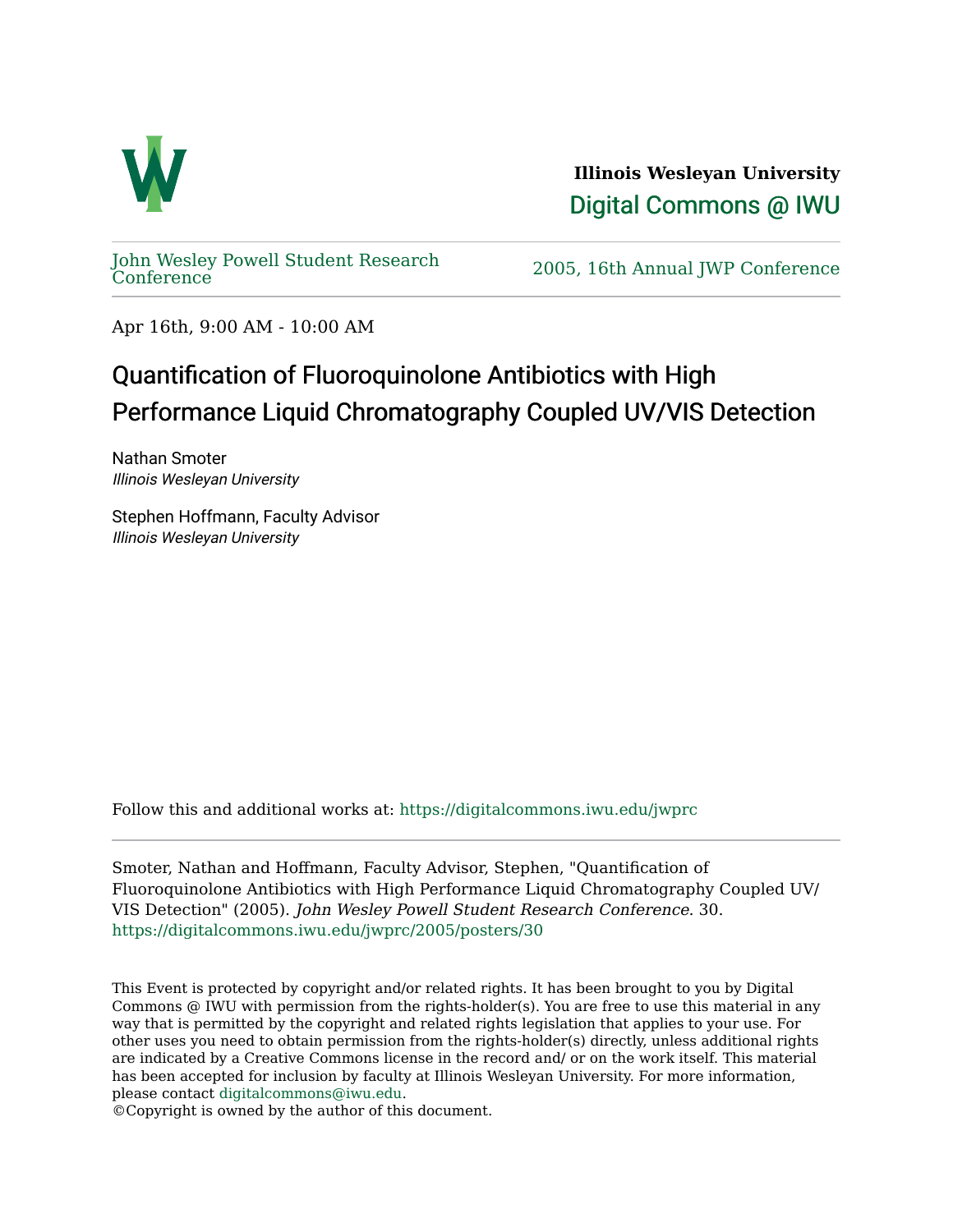**Illinois Wesleyan University**

Digital Commons @ IWU

John Wesley Powell Student Research Conference

2005, 16th Annual JWP Conference

Apr 16th, 9:00 AM - 10:00 AM

# Quantification of Fluoroquinolone Antibiotics with High Performance Liquid Chromatography Coupled UV/VIS Detection

Nathan Smoter
*Illinois Wesleyan University*

Stephen Hoffmann, Faculty Advisor
*Illinois Wesleyan University*

Follow this and additional works at: https://digitalcommons.iwu.edu/jwprc

Smoter, Nathan and Hoffmann, Faculty Advisor, Stephen, "Quantification of Fluoroquinolone Antibiotics with High Performance Liquid Chromatography Coupled UV/VIS Detection" (2005). *John Wesley Powell Student Research Conference*. 30.
https://digitalcommons.iwu.edu/jwprc/2005/posters/30

This Event is protected by copyright and/or related rights. It has been brought to you by Digital Commons @ IWU with permission from the rights-holder(s). You are free to use this material in any way that is permitted by the copyright and related rights legislation that applies to your use. For other uses you need to obtain permission from the rights-holder(s) directly, unless additional rights are indicated by a Creative Commons license in the record and/ or on the work itself. This material has been accepted for inclusion by faculty at Illinois Wesleyan University. For more information, please contact digitalcommons@iwu.edu.
©Copyright is owned by the author of this document.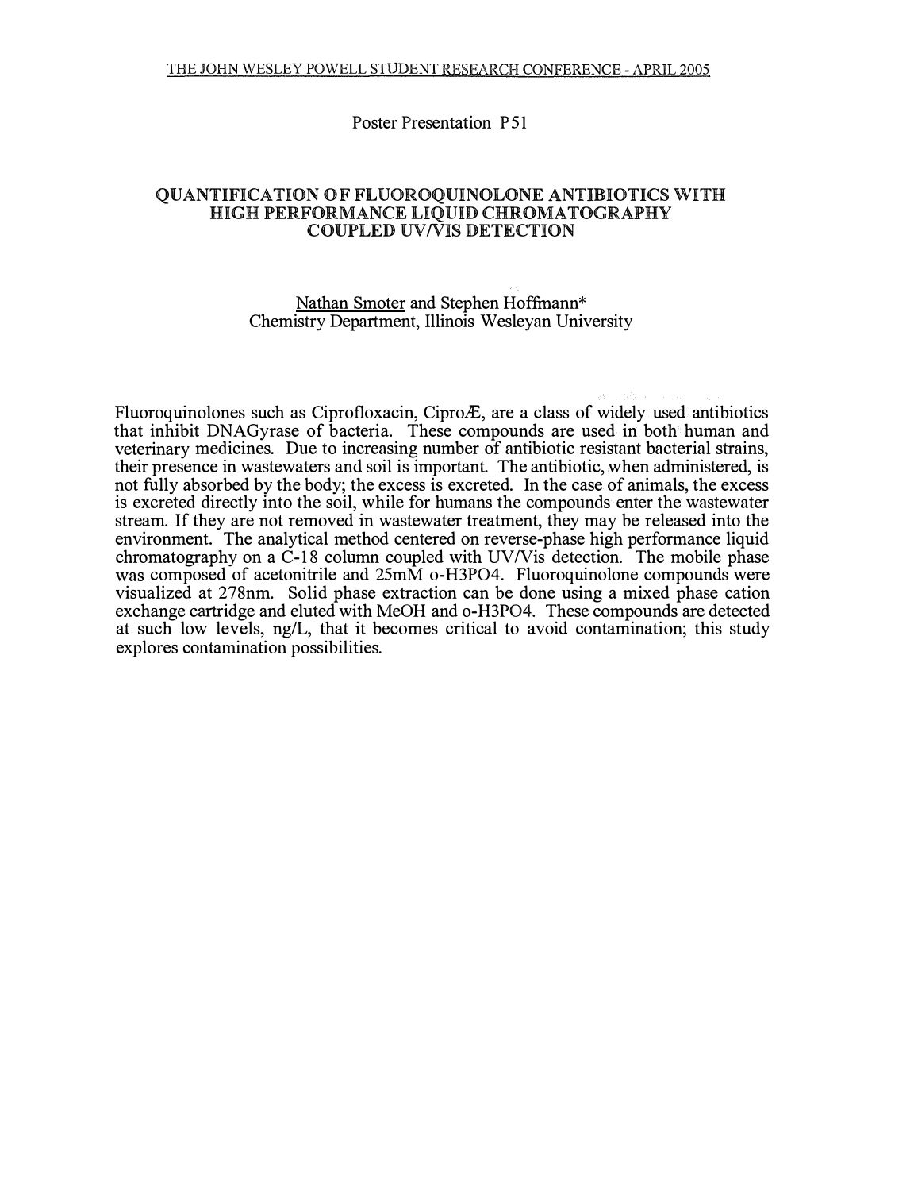Poster Presentation P51

## QUANTIFICATION OF FLUOROQUINOLONE ANTIBIOTICS WITH HIGH PERFORMANCE LIQUID CHROMATOGRAPHY COUPLED UV/VIS DETECTION

Nathan Smoter and Stephen Hoffmann*
Chemistry Department, Illinois Wesleyan University

Fluoroquinolones such as Ciprofloxacin, CiproÆ, are a class of widely used antibiotics that inhibit DNAGyrase of bacteria. These compounds are used in both human and veterinary medicines. Due to increasing number of antibiotic resistant bacterial strains, their presence in wastewaters and soil is important. The antibiotic, when administered, is not fully absorbed by the body; the excess is excreted. In the case of animals, the excess is excreted directly into the soil, while for humans the compounds enter the wastewater stream. If they are not removed in wastewater treatment, they may be released into the environment. The analytical method centered on reverse-phase high performance liquid chromatography on a C-18 column coupled with UV/Vis detection. The mobile phase was composed of acetonitrile and 25mM o-$H_3PO_4$. Fluoroquinolone compounds were visualized at 278nm. Solid phase extraction can be done using a mixed phase cation exchange cartridge and eluted with MeOH and o-$H_3PO_4$. These compounds are detected at such low levels, ng/L, that it becomes critical to avoid contamination; this study explores contamination possibilities.